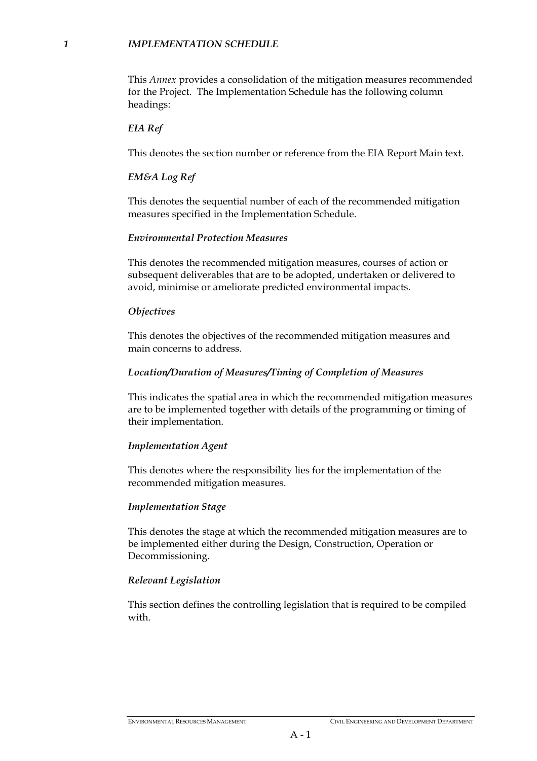# *1 IMPLEMENTATION SCHEDULE*

This *Annex* provides a consolidation of the mitigation measures recommended for the Project. The Implementation Schedule has the following column headings:

***EIA Ref***

This denotes the section number or reference from the EIA Report Main text.

***EM&A Log Ref***

This denotes the sequential number of each of the recommended mitigation measures specified in the Implementation Schedule.

***Environmental Protection Measures***

This denotes the recommended mitigation measures, courses of action or subsequent deliverables that are to be adopted, undertaken or delivered to avoid, minimise or ameliorate predicted environmental impacts.

***Objectives***

This denotes the objectives of the recommended mitigation measures and main concerns to address.

***Location/Duration of Measures/Timing of Completion of Measures***

This indicates the spatial area in which the recommended mitigation measures are to be implemented together with details of the programming or timing of their implementation.

***Implementation Agent***

This denotes where the responsibility lies for the implementation of the recommended mitigation measures.

***Implementation Stage***

This denotes the stage at which the recommended mitigation measures are to be implemented either during the Design, Construction, Operation or Decommissioning.

***Relevant Legislation***

This section defines the controlling legislation that is required to be compiled with.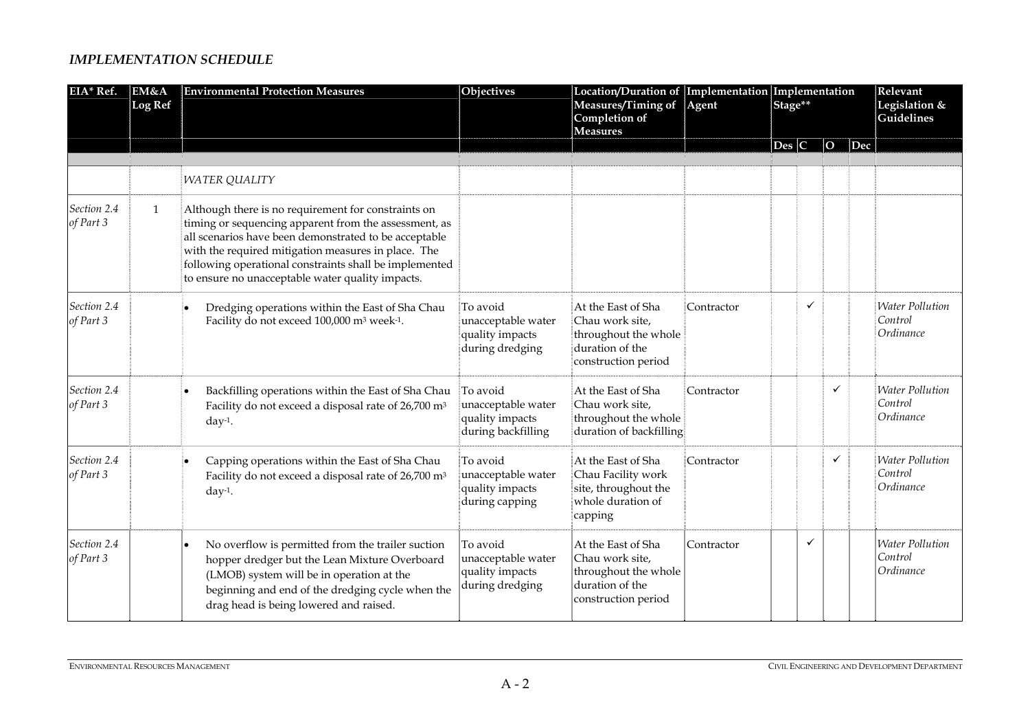## *IMPLEMENTATION SCHEDULE*

| EIA* Ref. | EM&A Log Ref | Environmental Protection Measures | Objectives | Location/Duration of Measures/Timing of Completion of Measures | Implementation Agent | Implementation Stage** | | | | Relevant Legislation & Guidelines |
|---|---|---|---|---|---|---|---|---|---|---|
| | | | | | | Des | C | O | Dec | |
| | | | | | | | | | | |
| | | *WATER QUALITY* | | | | | | | | |
| *Section 2.4 of Part 3* | 1 | Although there is no requirement for constraints on timing or sequencing apparent from the assessment, as all scenarios have been demonstrated to be acceptable with the required mitigation measures in place. The following operational constraints shall be implemented to ensure no unacceptable water quality impacts. | | | | | | | | |
| *Section 2.4 of Part 3* | | • Dredging operations within the East of Sha Chau Facility do not exceed 100,000 $m^3$ $week^{-1}$. | To avoid unacceptable water quality impacts during dredging | At the East of Sha Chau work site, throughout the whole duration of the construction period | Contractor | | ✓ | | | *Water Pollution Control Ordinance* |
| *Section 2.4 of Part 3* | | • Backfilling operations within the East of Sha Chau Facility do not exceed a disposal rate of 26,700 $m^3$ $day^{-1}$. | To avoid unacceptable water quality impacts during backfilling | At the East of Sha Chau work site, throughout the whole duration of backfilling | Contractor | | | ✓ | | *Water Pollution Control Ordinance* |
| *Section 2.4 of Part 3* | | • Capping operations within the East of Sha Chau Facility do not exceed a disposal rate of 26,700 $m^3$ $day^{-1}$. | To avoid unacceptable water quality impacts during capping | At the East of Sha Chau Facility work site, throughout the whole duration of capping | Contractor | | | ✓ | | *Water Pollution Control Ordinance* |
| *Section 2.4 of Part 3* | | • No overflow is permitted from the trailer suction hopper dredger but the Lean Mixture Overboard (LMOB) system will be in operation at the beginning and end of the dredging cycle when the drag head is being lowered and raised. | To avoid unacceptable water quality impacts during dredging | At the East of Sha Chau work site, throughout the whole duration of the construction period | Contractor | | ✓ | | | *Water Pollution Control Ordinance* |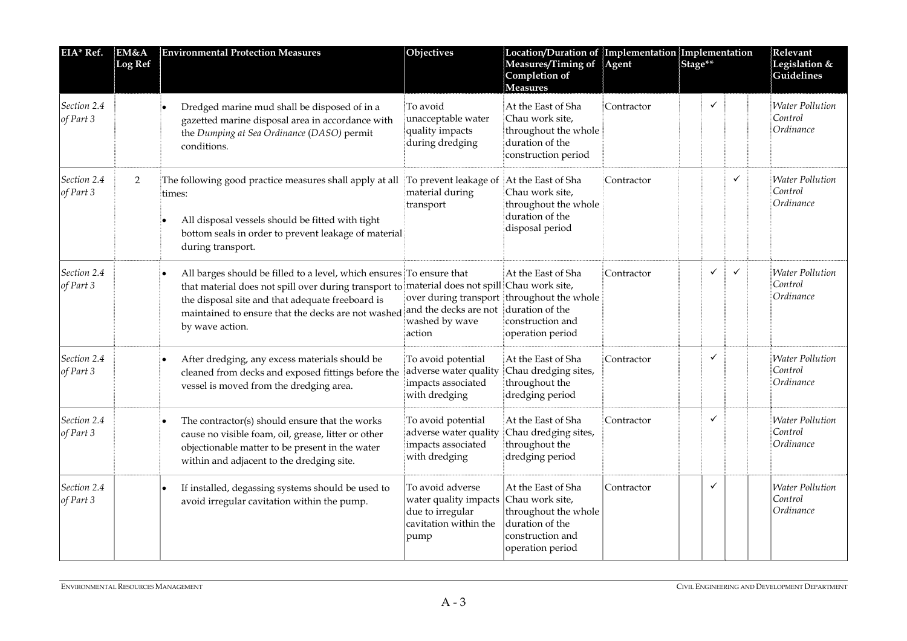| EIA* Ref. | EM&A Log Ref | Environmental Protection Measures | Objectives | Location/Duration of Measures/Timing of Completion of Measures | Implementation Agent | Implementation Stage** | | | | Relevant Legislation & Guidelines |
|---|---|---|---|---|---|---|---|---|---|---|
| *Section 2.4 of Part 3* | | • Dredged marine mud shall be disposed of in a gazetted marine disposal area in accordance with the *Dumping at Sea Ordinance* (*DASO*) permit conditions. | To avoid unacceptable water quality impacts during dredging | At the East of Sha Chau work site, throughout the whole duration of the construction period | Contractor | | ✓ | | | *Water Pollution Control Ordinance* |
| *Section 2.4 of Part 3* | 2 | The following good practice measures shall apply at all times:<br>• All disposal vessels should be fitted with tight bottom seals in order to prevent leakage of material during transport. | To prevent leakage of material during transport | At the East of Sha Chau work site, throughout the whole duration of the disposal period | Contractor | | | ✓ | | *Water Pollution Control Ordinance* |
| *Section 2.4 of Part 3* | | • All barges should be filled to a level, which ensures that material does not spill over during transport to the disposal site and that adequate freeboard is maintained to ensure that the decks are not washed by wave action. | To ensure that material does not spill over during transport and the decks are not washed by wave action | At the East of Sha Chau work site, throughout the whole duration of the construction and operation period | Contractor | | ✓ | ✓ | | *Water Pollution Control Ordinance* |
| *Section 2.4 of Part 3* | | • After dredging, any excess materials should be cleaned from decks and exposed fittings before the vessel is moved from the dredging area. | To avoid potential adverse water quality impacts associated with dredging | At the East of Sha Chau dredging sites, throughout the dredging period | Contractor | | ✓ | | | *Water Pollution Control Ordinance* |
| *Section 2.4 of Part 3* | | • The contractor(s) should ensure that the works cause no visible foam, oil, grease, litter or other objectionable matter to be present in the water within and adjacent to the dredging site. | To avoid potential adverse water quality impacts associated with dredging | At the East of Sha Chau dredging sites, throughout the dredging period | Contractor | | ✓ | | | *Water Pollution Control Ordinance* |
| *Section 2.4 of Part 3* | | • If installed, degassing systems should be used to avoid irregular cavitation within the pump. | To avoid adverse water quality impacts due to irregular cavitation within the pump | At the East of Sha Chau work site, throughout the whole duration of the construction and operation period | Contractor | | ✓ | | | *Water Pollution Control Ordinance* |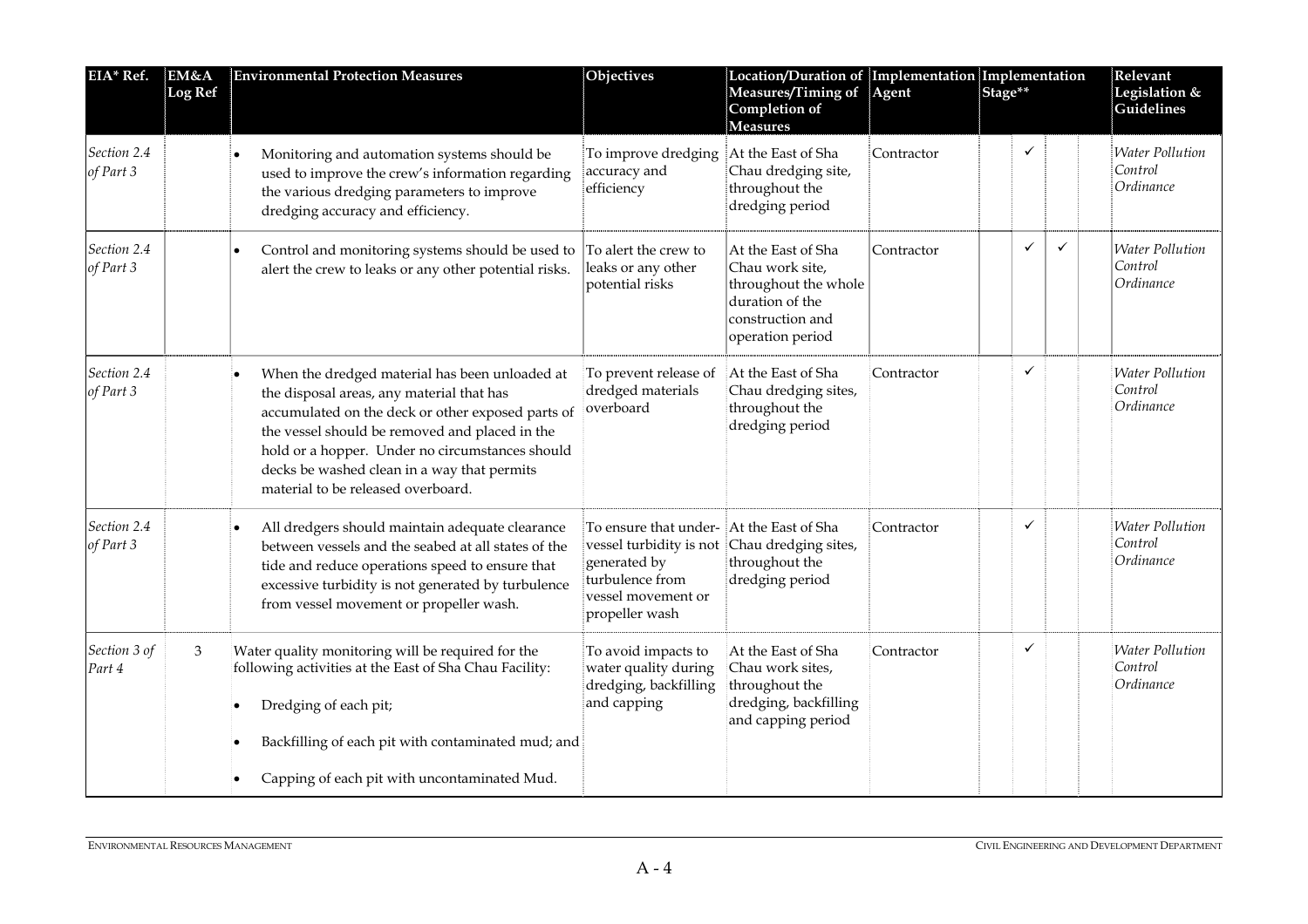| EIA* Ref. | EM&A Log Ref | Environmental Protection Measures | Objectives | Location/Duration of Measures/Timing of Completion of Measures | Implementation Agent | Implementation Stage** | | | | Relevant Legislation & Guidelines |
|---|---|---|---|---|---|---|---|---|---|---|
| *Section 2.4 of Part 3* | | • Monitoring and automation systems should be used to improve the crew's information regarding the various dredging parameters to improve dredging accuracy and efficiency. | To improve dredging accuracy and efficiency | At the East of Sha Chau dredging site, throughout the dredging period | Contractor | | ✓ | | | *Water Pollution Control Ordinance* |
| *Section 2.4 of Part 3* | | • Control and monitoring systems should be used to alert the crew to leaks or any other potential risks. | To alert the crew to leaks or any other potential risks | At the East of Sha Chau work site, throughout the whole duration of the construction and operation period | Contractor | | ✓ | ✓ | | *Water Pollution Control Ordinance* |
| *Section 2.4 of Part 3* | | • When the dredged material has been unloaded at the disposal areas, any material that has accumulated on the deck or other exposed parts of the vessel should be removed and placed in the hold or a hopper. Under no circumstances should decks be washed clean in a way that permits material to be released overboard. | To prevent release of dredged materials overboard | At the East of Sha Chau dredging sites, throughout the dredging period | Contractor | | ✓ | | | *Water Pollution Control Ordinance* |
| *Section 2.4 of Part 3* | | • All dredgers should maintain adequate clearance between vessels and the seabed at all states of the tide and reduce operations speed to ensure that excessive turbidity is not generated by turbulence from vessel movement or propeller wash. | To ensure that under-vessel turbidity is not generated by turbulence from vessel movement or propeller wash | At the East of Sha Chau dredging sites, throughout the dredging period | Contractor | | ✓ | | | *Water Pollution Control Ordinance* |
| *Section 3 of Part 4* | 3 | Water quality monitoring will be required for the following activities at the East of Sha Chau Facility:<br>• Dredging of each pit;<br>• Backfilling of each pit with contaminated mud; and<br>• Capping of each pit with uncontaminated Mud. | To avoid impacts to water quality during dredging, backfilling and capping | At the East of Sha Chau work sites, throughout the dredging, backfilling and capping period | Contractor | | ✓ | | | *Water Pollution Control Ordinance* |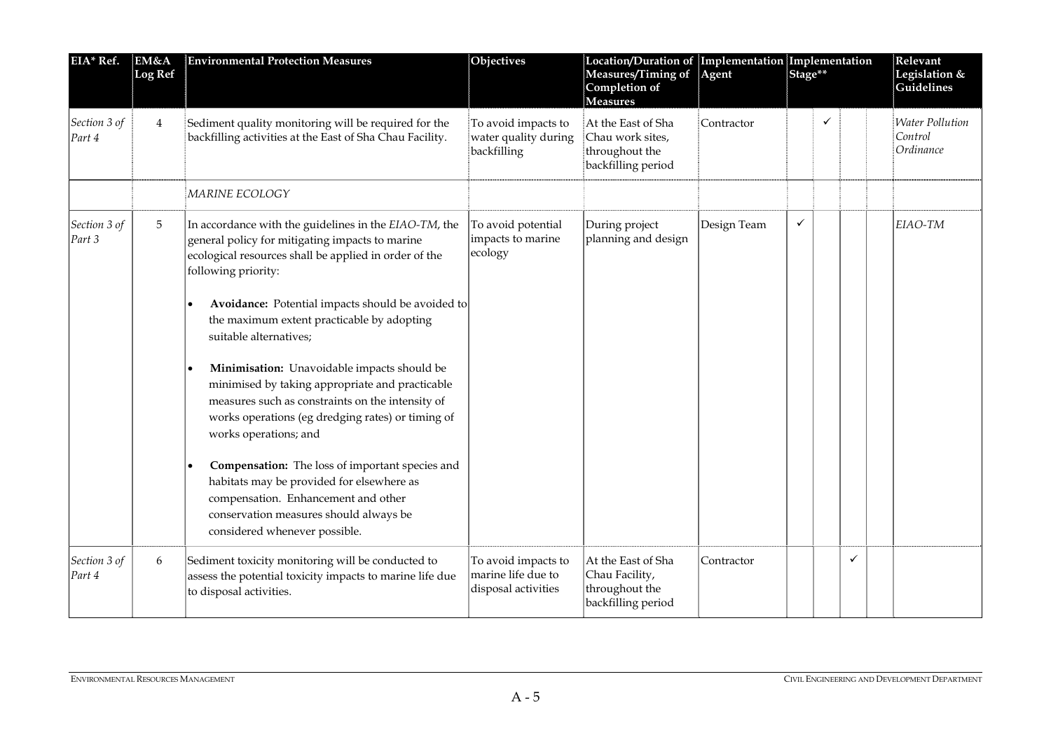| EIA* Ref. | EM&A Log Ref | Environmental Protection Measures | Objectives | Location/Duration of Measures/Timing of Completion of Measures | Implementation Agent | Implementation Stage** | | | | Relevant Legislation & Guidelines |
|---|---|---|---|---|---|---|---|---|---|---|
| *Section 3 of Part 4* | 4 | Sediment quality monitoring will be required for the backfilling activities at the East of Sha Chau Facility. | To avoid impacts to water quality during backfilling | At the East of Sha Chau work sites, throughout the backfilling period | Contractor | | ✓ | | | *Water Pollution Control Ordinance* |
| | | *MARINE ECOLOGY* | | | | | | | | |
| *Section 3 of Part 3* | 5 | In accordance with the guidelines in the *EIAO-TM*, the general policy for mitigating impacts to marine ecological resources shall be applied in order of the following priority: <br>• **Avoidance:** Potential impacts should be avoided to the maximum extent practicable by adopting suitable alternatives; <br>• **Minimisation:** Unavoidable impacts should be minimised by taking appropriate and practicable measures such as constraints on the intensity of works operations (eg dredging rates) or timing of works operations; and <br>• **Compensation:** The loss of important species and habitats may be provided for elsewhere as compensation. Enhancement and other conservation measures should always be considered whenever possible. | To avoid potential impacts to marine ecology | During project planning and design | Design Team | ✓ | | | | *EIAO-TM* |
| *Section 3 of Part 4* | 6 | Sediment toxicity monitoring will be conducted to assess the potential toxicity impacts to marine life due to disposal activities. | To avoid impacts to marine life due to disposal activities | At the East of Sha Chau Facility, throughout the backfilling period | Contractor | | | ✓ | | |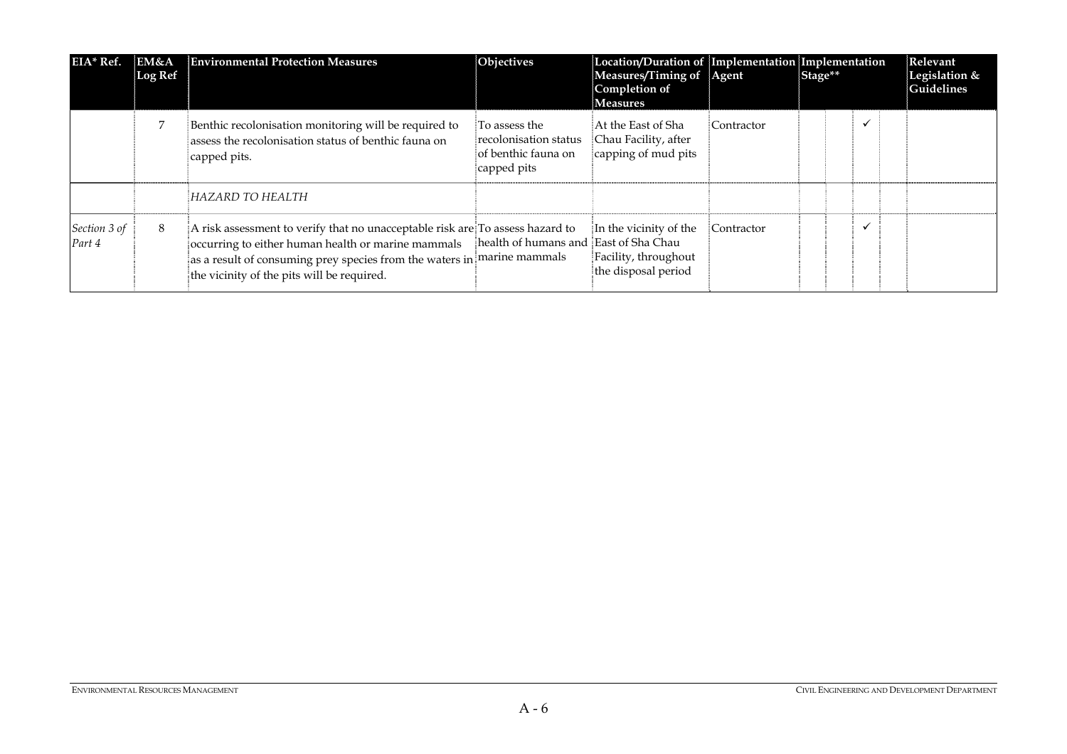| EIA* Ref. | EM&A Log Ref | Environmental Protection Measures | Objectives | Location/Duration of Measures/Timing of Completion of Measures | Implementation Agent | Implementation Stage** | | | | Relevant Legislation & Guidelines |
|---|---|---|---|---|---|---|---|---|---|---|
| | 7 | Benthic recolonisation monitoring will be required to assess the recolonisation status of benthic fauna on capped pits. | To assess the recolonisation status of benthic fauna on capped pits | At the East of Sha Chau Facility, after capping of mud pits | Contractor | | | ✓ | | |
| | | *HAZARD TO HEALTH* | | | | | | | | |
| *Section 3 of Part 4* | 8 | A risk assessment to verify that no unacceptable risk are occurring to either human health or marine mammals as a result of consuming prey species from the waters in the vicinity of the pits will be required. | To assess hazard to health of humans and marine mammals | In the vicinity of the East of Sha Chau Facility, throughout the disposal period | Contractor | | | ✓ | | |